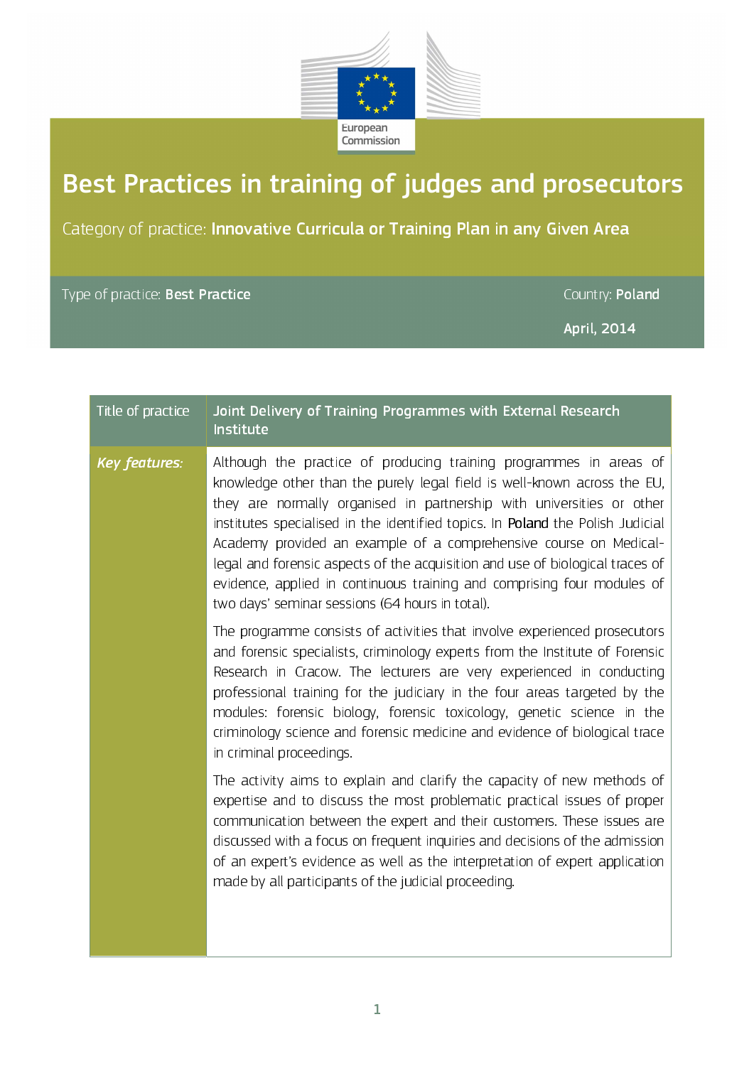European Commission

# Best Practices in training of judges and prosecutors

Category of practice: **Innovative Curricula or Training Plan in any Given Area**

Type of practice: **Best Practice**

Country: **Poland**

**April, 2014**

| Title of practice | Joint Delivery of Training Programmes with External Research Institute |
|---|---|
| ***Key features:*** | Although the practice of producing training programmes in areas of knowledge other than the purely legal field is well-known across the EU, they are normally organised in partnership with universities or other institutes specialised in the identified topics. In Poland the Polish Judicial Academy provided an example of a comprehensive course on Medical-legal and forensic aspects of the acquisition and use of biological traces of evidence, applied in continuous training and comprising four modules of two days' seminar sessions (64 hours in total).<br><br>The programme consists of activities that involve experienced prosecutors and forensic specialists, criminology experts from the Institute of Forensic Research in Cracow. The lecturers are very experienced in conducting professional training for the judiciary in the four areas targeted by the modules: forensic biology, forensic toxicology, genetic science in the criminology science and forensic medicine and evidence of biological trace in criminal proceedings.<br><br>The activity aims to explain and clarify the capacity of new methods of expertise and to discuss the most problematic practical issues of proper communication between the expert and their customers. These issues are discussed with a focus on frequent inquiries and decisions of the admission of an expert's evidence as well as the interpretation of expert application made by all participants of the judicial proceeding. |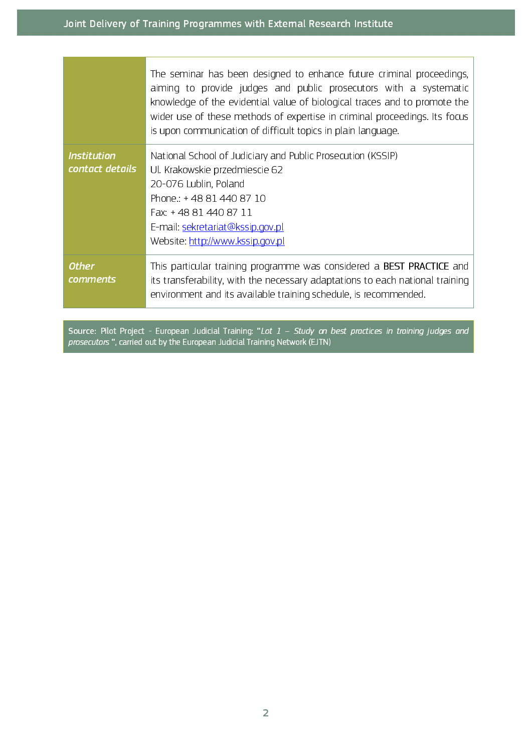| | |
|---|---|
| | The seminar has been designed to enhance future criminal proceedings, aiming to provide judges and public prosecutors with a systematic knowledge of the evidential value of biological traces and to promote the wider use of these methods of expertise in criminal proceedings. Its focus is upon communication of difficult topics in plain language. |
| *Institution contact details* | National School of Judiciary and Public Prosecution (KSSIP)<br>Ul. Krakowskie przedmiescie 62<br>20-076 Lublin, Poland<br>Phone.: + 48 81 440 87 10<br>Fax: + 48 81 440 87 11<br>E-mail: sekretariat@kssip.gov.pl<br>Website: http://www.kssip.gov.pl |
| *Other comments* | This particular training programme was considered a BEST PRACTICE and its transferability, with the necessary adaptations to each national training environment and its available training schedule, is recommended. |

Source: Pilot Project - European Judicial Training: "*Lot 1 – Study on best practices in training judges and prosecutors* ", carried out by the European Judicial Training Network (EJTN)